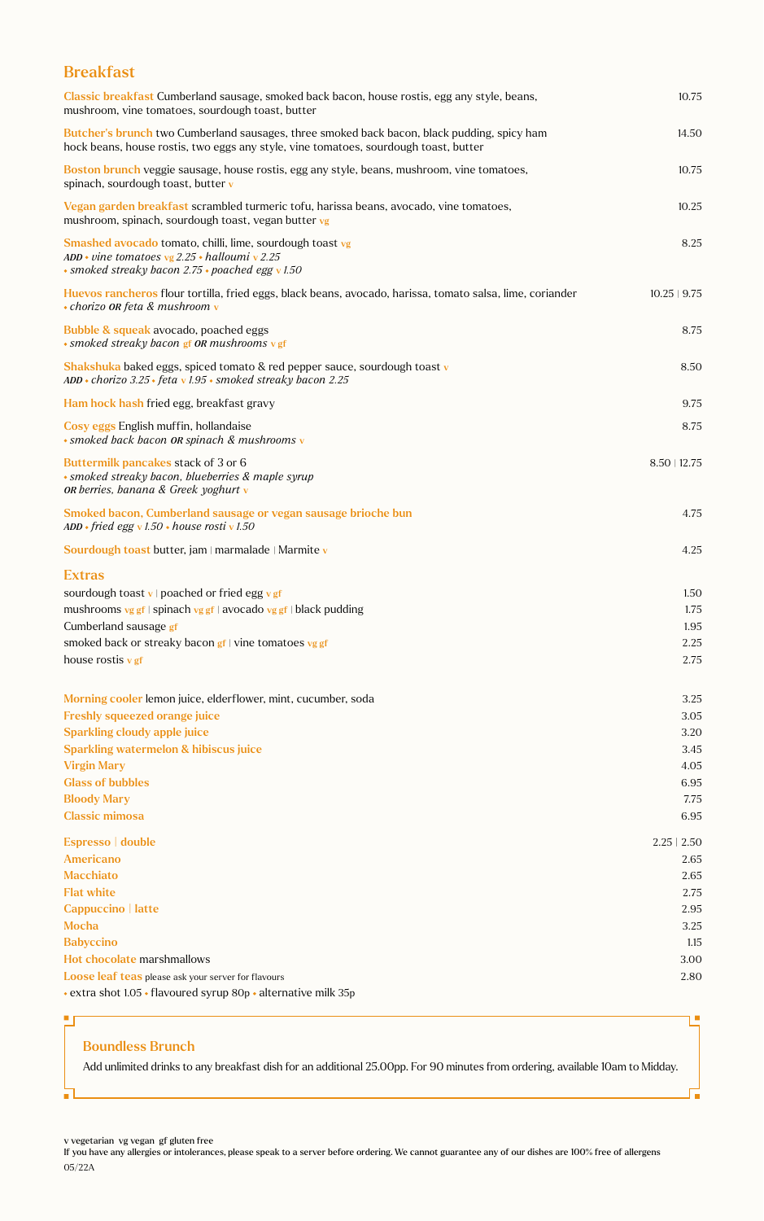## Breakfast

**Classic breakfast** Cumberland sausage, smoked back bacon, house rostis, egg any style, beans, mushroom, vine tomatoes, sourdough toast, butter — 10.75

**Butcher's brunch** two Cumberland sausages, three smoked back bacon, black pudding, spicy ham hock beans, house rostis, two eggs any style, vine tomatoes, sourdough toast, butter — 14.50

**Boston brunch** veggie sausage, house rostis, egg any style, beans, mushroom, vine tomatoes, spinach, sourdough toast, butter v — 10.75

**Vegan garden breakfast** scrambled turmeric tofu, harissa beans, avocado, vine tomatoes, mushroom, spinach, sourdough toast, vegan butter vg — 10.25

**Smashed avocado** tomato, chilli, lime, sourdough toast vg — 8.25
*ADD • vine tomatoes vg 2.25 • halloumi v 2.25*
*• smoked streaky bacon 2.75 • poached egg v 1.50*

**Huevos rancheros** flour tortilla, fried eggs, black beans, avocado, harissa, tomato salsa, lime, coriander — 10.25 | 9.75
*• chorizo OR feta & mushroom v*

**Bubble & squeak** avocado, poached eggs — 8.75
*• smoked streaky bacon gf OR mushrooms v gf*

**Shakshuka** baked eggs, spiced tomato & red pepper sauce, sourdough toast v — 8.50
*ADD • chorizo 3.25 • feta v 1.95 • smoked streaky bacon 2.25*

**Ham hock hash** fried egg, breakfast gravy — 9.75

**Cosy eggs** English muffin, hollandaise — 8.75
*• smoked back bacon OR spinach & mushrooms v*

**Buttermilk pancakes** stack of 3 or 6 — 8.50 | 12.75
*• smoked streaky bacon, blueberries & maple syrup*
*OR berries, banana & Greek yoghurt v*

**Smoked bacon, Cumberland sausage or vegan sausage brioche bun** — 4.75
*ADD • fried egg v 1.50 • house rosti v 1.50*

**Sourdough toast** butter, jam | marmalade | Marmite v — 4.25

## Extras

| | |
|---|---|
| sourdough toast v \| poached or fried egg v gf | 1.50 |
| mushrooms vg gf \| spinach vg gf \| avocado vg gf \| black pudding | 1.75 |
| Cumberland sausage gf | 1.95 |
| smoked back or streaky bacon gf \| vine tomatoes vg gf | 2.25 |
| house rostis v gf | 2.75 |

| | |
|---|---|
| **Morning cooler** lemon juice, elderflower, mint, cucumber, soda | 3.25 |
| **Freshly squeezed orange juice** | 3.05 |
| **Sparkling cloudy apple juice** | 3.20 |
| **Sparkling watermelon & hibiscus juice** | 3.45 |
| **Virgin Mary** | 4.05 |
| **Glass of bubbles** | 6.95 |
| **Bloody Mary** | 7.75 |
| **Classic mimosa** | 6.95 |

| | |
|---|---|
| **Espresso \| double** | 2.25 \| 2.50 |
| **Americano** | 2.65 |
| **Macchiato** | 2.65 |
| **Flat white** | 2.75 |
| **Cappuccino \| latte** | 2.95 |
| **Mocha** | 3.25 |
| **Babyccino** | 1.15 |
| **Hot chocolate** marshmallows | 3.00 |
| **Loose leaf teas** please ask your server for flavours | 2.80 |

• extra shot 1.05 • flavoured syrup 80p • alternative milk 35p

### Boundless Brunch

Add unlimited drinks to any breakfast dish for an additional 25.00pp. For 90 minutes from ordering, available 10am to Midday.

v vegetarian vg vegan gf gluten free
If you have any allergies or intolerances, please speak to a server before ordering. We cannot guarantee any of our dishes are 100% free of allergens
05/22A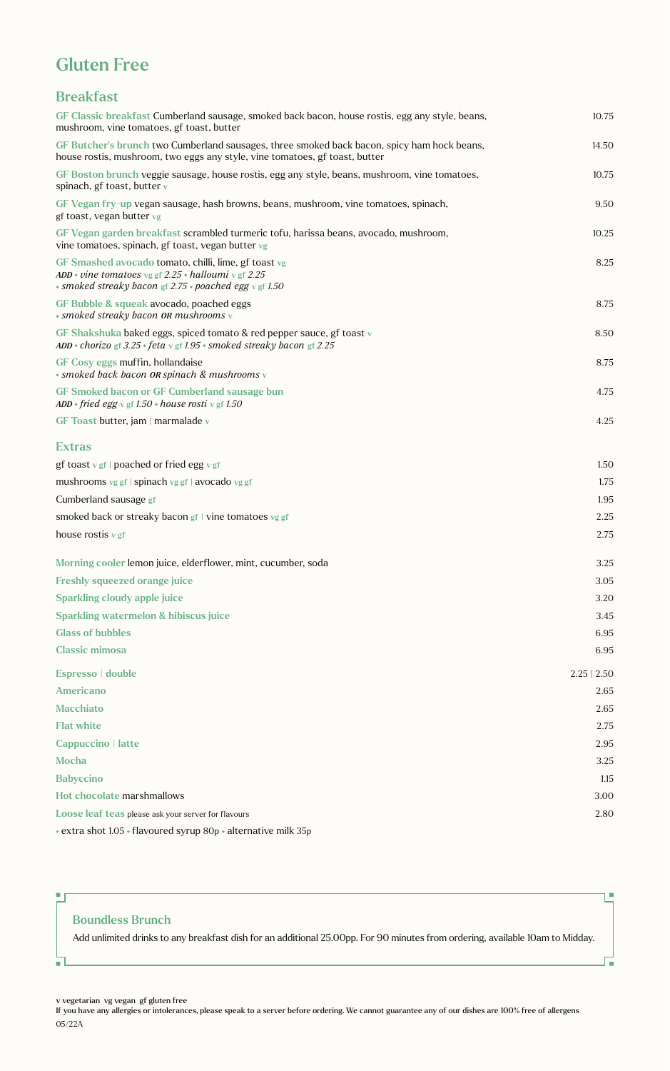# Gluten Free

## Breakfast

**GF Classic breakfast** Cumberland sausage, smoked back bacon, house rostis, egg any style, beans, mushroom, vine tomatoes, gf toast, butter — 10.75

**GF Butcher's brunch** two Cumberland sausages, three smoked back bacon, spicy ham hock beans, house rostis, mushroom, two eggs any style, vine tomatoes, gf toast, butter — 14.50

**GF Boston brunch** veggie sausage, house rostis, egg any style, beans, mushroom, vine tomatoes, spinach, gf toast, butter v — 10.75

**GF Vegan fry-up** vegan sausage, hash browns, beans, mushroom, vine tomatoes, spinach, gf toast, vegan butter vg — 9.50

**GF Vegan garden breakfast** scrambled turmeric tofu, harissa beans, avocado, mushroom, vine tomatoes, spinach, gf toast, vegan butter vg — 10.25

**GF Smashed avocado** tomato, chilli, lime, gf toast vg — 8.25
*ADD • vine tomatoes* vg gf *2.25 • halloumi* v gf *2.25*
*• smoked streaky bacon* gf *2.75 • poached egg* v gf *1.50*

**GF Bubble & squeak** avocado, poached eggs — 8.75
*• smoked streaky bacon **OR** mushrooms* v

**GF Shakshuka** baked eggs, spiced tomato & red pepper sauce, gf toast v — 8.50
*ADD • chorizo* gf *3.25 • feta* v gf *1.95 • smoked streaky bacon* gf *2.25*

**GF Cosy eggs** muffin, hollandaise — 8.75
*• smoked back bacon **OR** spinach & mushrooms* v

**GF Smoked bacon or GF Cumberland sausage bun** — 4.75
*ADD • fried egg* v gf *1.50 • house rosti* v gf *1.50*

**GF Toast** butter, jam | marmalade v — 4.25

## Extras

gf toast v gf | poached or fried egg v gf — 1.50

mushrooms vg gf | spinach vg gf | avocado vg gf — 1.75

Cumberland sausage gf — 1.95

smoked back or streaky bacon gf | vine tomatoes vg gf — 2.25

house rostis v gf — 2.75

**Morning cooler** lemon juice, elderflower, mint, cucumber, soda — 3.25

**Freshly squeezed orange juice** — 3.05

**Sparkling cloudy apple juice** — 3.20

**Sparkling watermelon & hibiscus juice** — 3.45

**Glass of bubbles** — 6.95

**Classic mimosa** — 6.95

**Espresso | double** — 2.25 | 2.50

**Americano** — 2.65

**Macchiato** — 2.65

**Flat white** — 2.75

**Cappuccino | latte** — 2.95

**Mocha** — 3.25

**Babyccino** — 1.15

**Hot chocolate** marshmallows — 3.00

**Loose leaf teas** please ask your server for flavours — 2.80

• extra shot 1.05 • flavoured syrup 80p • alternative milk 35p

### Boundless Brunch

Add unlimited drinks to any breakfast dish for an additional 25.00pp. For 90 minutes from ordering, available 10am to Midday.

v vegetarian vg vegan gf gluten free
If you have any allergies or intolerances, please speak to a server before ordering. We cannot guarantee any of our dishes are 100% free of allergens
05/22A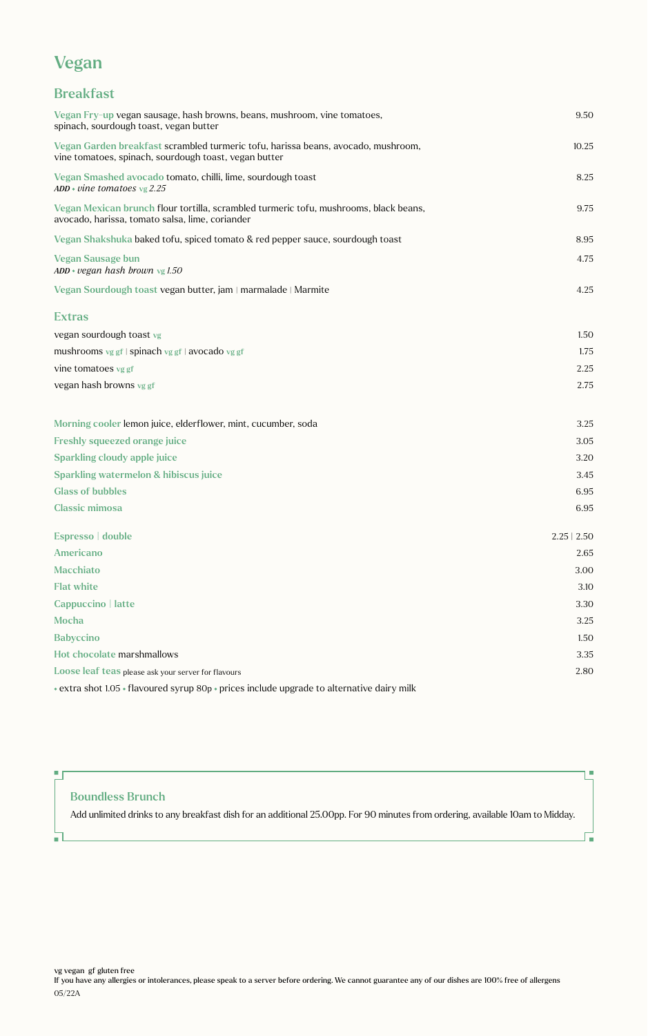# Vegan

## Breakfast

| | |
|---|---|
| **Vegan Fry-up** vegan sausage, hash browns, beans, mushroom, vine tomatoes, spinach, sourdough toast, vegan butter | 9.50 |
| **Vegan Garden breakfast** scrambled turmeric tofu, harissa beans, avocado, mushroom, vine tomatoes, spinach, sourdough toast, vegan butter | 10.25 |
| **Vegan Smashed avocado** tomato, chilli, lime, sourdough toast<br>*ADD • vine tomatoes vg 2.25* | 8.25 |
| **Vegan Mexican brunch** flour tortilla, scrambled turmeric tofu, mushrooms, black beans, avocado, harissa, tomato salsa, lime, coriander | 9.75 |
| **Vegan Shakshuka** baked tofu, spiced tomato & red pepper sauce, sourdough toast | 8.95 |
| **Vegan Sausage bun**<br>*ADD • vegan hash brown vg 1.50* | 4.75 |
| **Vegan Sourdough toast** vegan butter, jam \| marmalade \| Marmite | 4.25 |

## Extras

| | |
|---|---|
| vegan sourdough toast vg | 1.50 |
| mushrooms vg gf \| spinach vg gf \| avocado vg gf | 1.75 |
| vine tomatoes vg gf | 2.25 |
| vegan hash browns vg gf | 2.75 |

| | |
|---|---|
| **Morning cooler** lemon juice, elderflower, mint, cucumber, soda | 3.25 |
| **Freshly squeezed orange juice** | 3.05 |
| **Sparkling cloudy apple juice** | 3.20 |
| **Sparkling watermelon & hibiscus juice** | 3.45 |
| **Glass of bubbles** | 6.95 |
| **Classic mimosa** | 6.95 |

| | |
|---|---|
| **Espresso** \| **double** | 2.25 \| 2.50 |
| **Americano** | 2.65 |
| **Macchiato** | 3.00 |
| **Flat white** | 3.10 |
| **Cappuccino** \| **latte** | 3.30 |
| **Mocha** | 3.25 |
| **Babyccino** | 1.50 |
| **Hot chocolate** marshmallows | 3.35 |
| **Loose leaf teas** please ask your server for flavours | 2.80 |

• extra shot 1.05 • flavoured syrup 80p • prices include upgrade to alternative dairy milk

### Boundless Brunch

Add unlimited drinks to any breakfast dish for an additional 25.00pp. For 90 minutes from ordering, available 10am to Midday.

vg vegan gf gluten free

If you have any allergies or intolerances, please speak to a server before ordering. We cannot guarantee any of our dishes are 100% free of allergens

05/22A